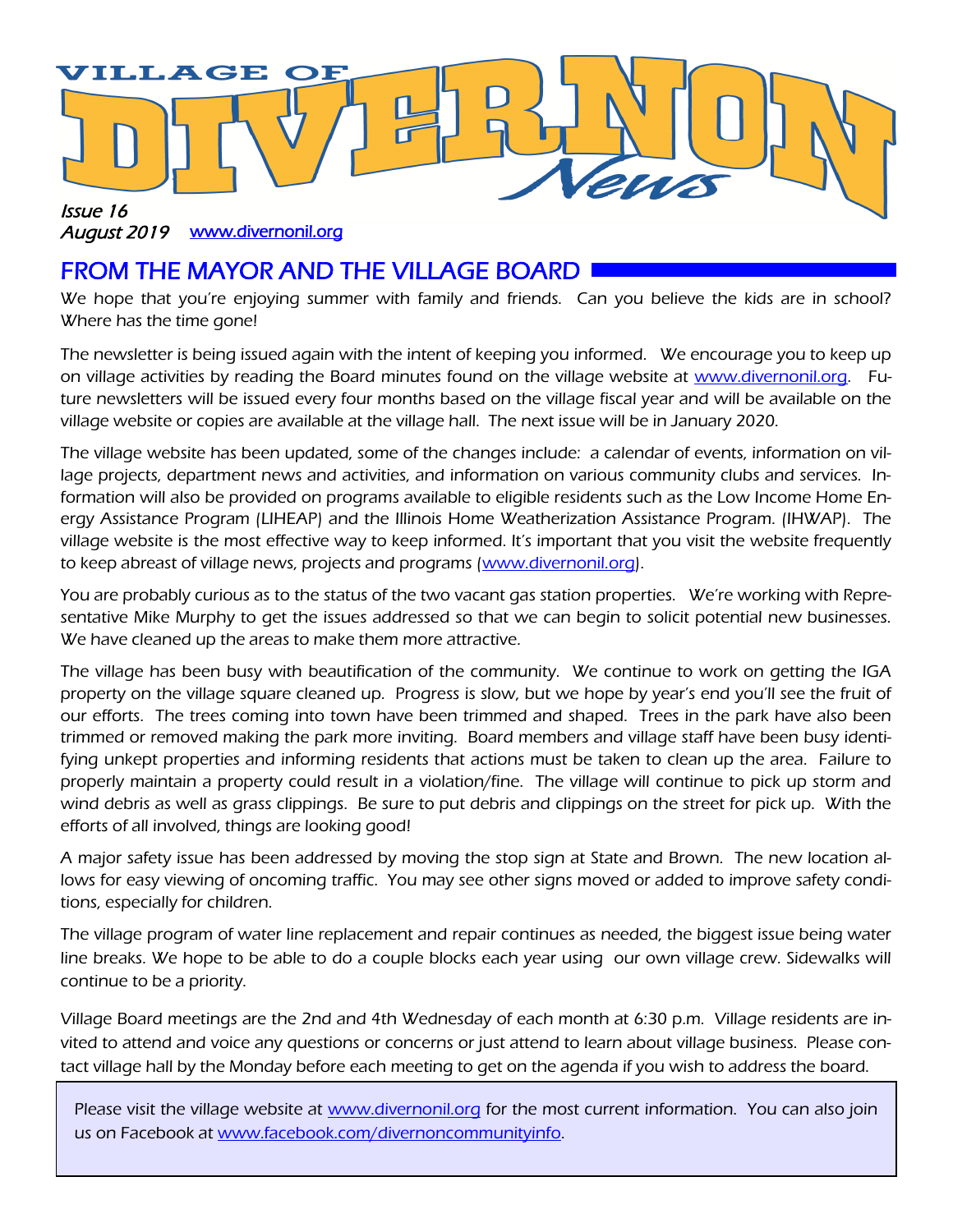# VILLAGE OF DIVERNON News

*Issue 16*
*August 2019* www.divernonil.org

## FROM THE MAYOR AND THE VILLAGE BOARD

*We hope that you're enjoying summer with family and friends. Can you believe the kids are in school? Where has the time gone!*

The newsletter is being issued again with the intent of keeping you informed. We encourage you to keep up on village activities by reading the Board minutes found on the village website at www.divernonil.org. Future newsletters will be issued every four months based on the village fiscal year and will be available on the village website or copies are available at the village hall. The next issue will be in January 2020.

The village website has been updated, some of the changes include: a calendar of events, information on village projects, department news and activities, and information on various community clubs and services. Information will also be provided on programs available to eligible residents such as the Low Income Home Energy Assistance Program (LIHEAP) and the Illinois Home Weatherization Assistance Program. (IHWAP). The village website is the most effective way to keep informed. It's important that you visit the website frequently to keep abreast of village news, projects and programs (www.divernonil.org).

You are probably curious as to the status of the two vacant gas station properties. We're working with Representative Mike Murphy to get the issues addressed so that we can begin to solicit potential new businesses. We have cleaned up the areas to make them more attractive.

The village has been busy with beautification of the community. We continue to work on getting the IGA property on the village square cleaned up. Progress is slow, but we hope by year's end you'll see the fruit of our efforts. The trees coming into town have been trimmed and shaped. Trees in the park have also been trimmed or removed making the park more inviting. Board members and village staff have been busy identifying unkept properties and informing residents that actions must be taken to clean up the area. Failure to properly maintain a property could result in a violation/fine. The village will continue to pick up storm and wind debris as well as grass clippings. Be sure to put debris and clippings on the street for pick up. With the efforts of all involved, things are looking good!

A major safety issue has been addressed by moving the stop sign at State and Brown. The new location allows for easy viewing of oncoming traffic. You may see other signs moved or added to improve safety conditions, especially for children.

The village program of water line replacement and repair continues as needed, the biggest issue being water line breaks. We hope to be able to do a couple blocks each year using our own village crew. Sidewalks will continue to be a priority.

Village Board meetings are the 2nd and 4th Wednesday of each month at 6:30 p.m. Village residents are invited to attend and voice any questions or concerns or just attend to learn about village business. Please contact village hall by the Monday before each meeting to get on the agenda if you wish to address the board.

Please visit the village website at www.divernonil.org for the most current information. You can also join us on Facebook at www.facebook.com/divernoncommunityinfo.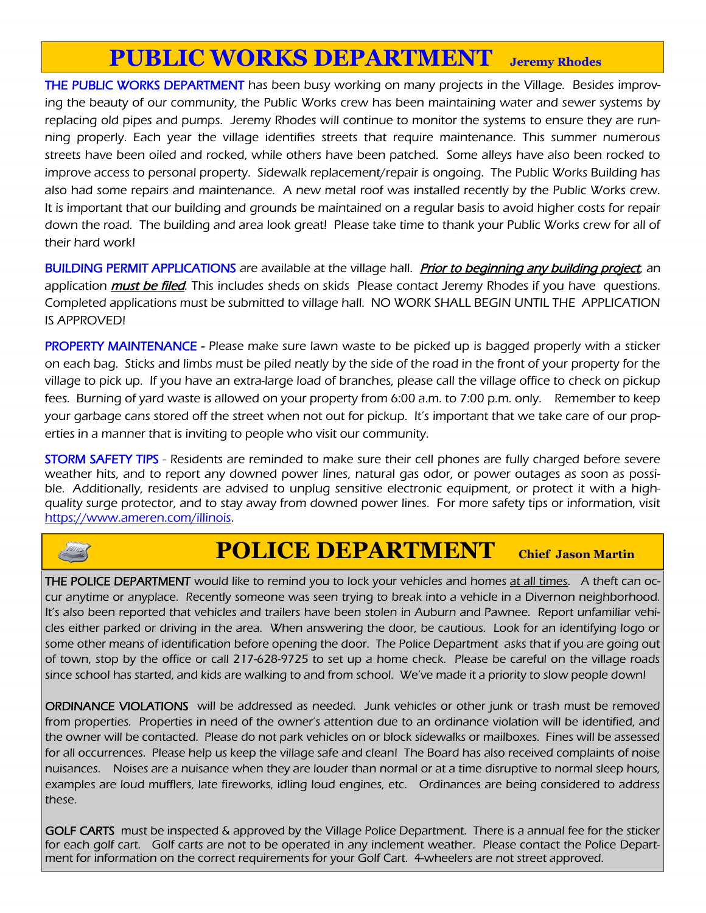## PUBLIC WORKS DEPARTMENT — Jeremy Rhodes

THE PUBLIC WORKS DEPARTMENT has been busy working on many projects in the Village. Besides improving the beauty of our community, the Public Works crew has been maintaining water and sewer systems by replacing old pipes and pumps. Jeremy Rhodes will continue to monitor the systems to ensure they are running properly. Each year the village identifies streets that require maintenance. This summer numerous streets have been oiled and rocked, while others have been patched. Some alleys have also been rocked to improve access to personal property. Sidewalk replacement/repair is ongoing. The Public Works Building has also had some repairs and maintenance. A new metal roof was installed recently by the Public Works crew. It is important that our building and grounds be maintained on a regular basis to avoid higher costs for repair down the road. The building and area look great! Please take time to thank your Public Works crew for all of their hard work!

BUILDING PERMIT APPLICATIONS are available at the village hall. ***Prior to beginning any building project***, an application ***must be filed***. This includes sheds on skids Please contact Jeremy Rhodes if you have questions. Completed applications must be submitted to village hall. NO WORK SHALL BEGIN UNTIL THE APPLICATION IS APPROVED!

PROPERTY MAINTENANCE - Please make sure lawn waste to be picked up is bagged properly with a sticker on each bag. Sticks and limbs must be piled neatly by the side of the road in the front of your property for the village to pick up. If you have an extra-large load of branches, please call the village office to check on pickup fees. Burning of yard waste is allowed on your property from 6:00 a.m. to 7:00 p.m. only. Remember to keep your garbage cans stored off the street when not out for pickup. It's important that we take care of our properties in a manner that is inviting to people who visit our community.

STORM SAFETY TIPS - Residents are reminded to make sure their cell phones are fully charged before severe weather hits, and to report any downed power lines, natural gas odor, or power outages as soon as possible. Additionally, residents are advised to unplug sensitive electronic equipment, or protect it with a high-quality surge protector, and to stay away from downed power lines. For more safety tips or information, visit https://www.ameren.com/illinois.

## POLICE DEPARTMENT — Chief Jason Martin

THE POLICE DEPARTMENT would like to remind you to lock your vehicles and homes at all times. A theft can occur anytime or anyplace. Recently someone was seen trying to break into a vehicle in a Divernon neighborhood. It's also been reported that vehicles and trailers have been stolen in Auburn and Pawnee. Report unfamiliar vehicles either parked or driving in the area. When answering the door, be cautious. Look for an identifying logo or some other means of identification before opening the door. The Police Department asks that if you are going out of town, stop by the office or call 217-628-9725 to set up a home check. Please be careful on the village roads since school has started, and kids are walking to and from school. We've made it a priority to slow people down!

ORDINANCE VIOLATIONS will be addressed as needed. Junk vehicles or other junk or trash must be removed from properties. Properties in need of the owner's attention due to an ordinance violation will be identified, and the owner will be contacted. Please do not park vehicles on or block sidewalks or mailboxes. Fines will be assessed for all occurrences. Please help us keep the village safe and clean! The Board has also received complaints of noise nuisances. Noises are a nuisance when they are louder than normal or at a time disruptive to normal sleep hours, examples are loud mufflers, late fireworks, idling loud engines, etc. Ordinances are being considered to address these.

GOLF CARTS must be inspected & approved by the Village Police Department. There is a annual fee for the sticker for each golf cart. Golf carts are not to be operated in any inclement weather. Please contact the Police Department for information on the correct requirements for your Golf Cart. 4-wheelers are not street approved.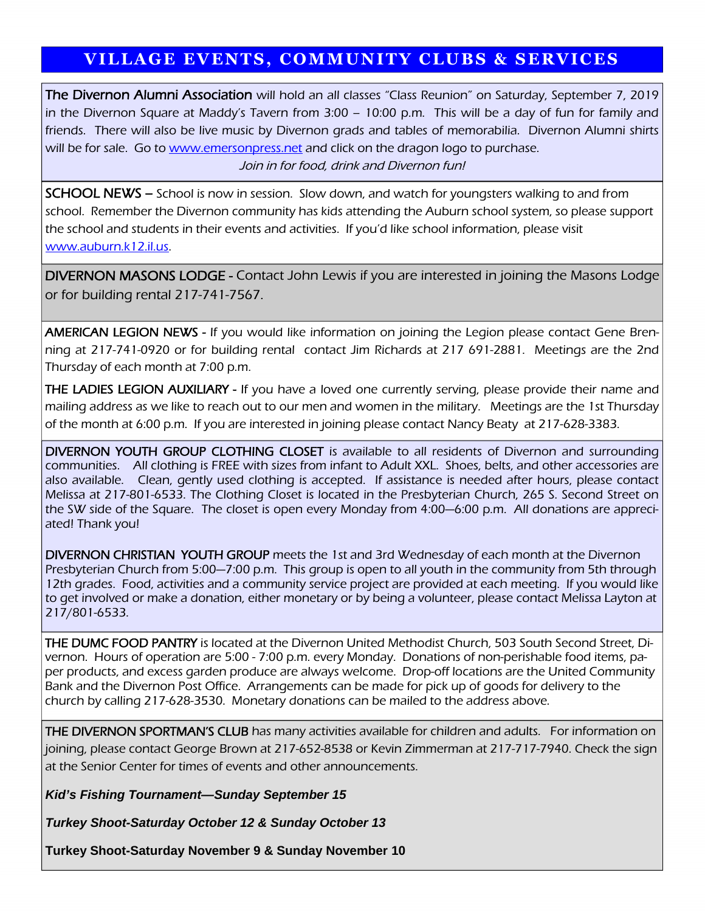# VILLAGE EVENTS, COMMUNITY CLUBS & SERVICES

The Divernon Alumni Association *will hold an all classes "Class Reunion" on Saturday, September 7, 2019 in the Divernon Square at Maddy's Tavern from 3:00 – 10:00 p.m. This will be a day of fun for family and friends. There will also be live music by Divernon grads and tables of memorabilia. Divernon Alumni shirts will be for sale. Go to [www.emersonpress.net](www.emersonpress.net) and click on the dragon logo to purchase.*

*Join in for food, drink and Divernon fun!*

SCHOOL NEWS – School is now in session. Slow down, and watch for youngsters walking to and from school. Remember the Divernon community has kids attending the Auburn school system, so please support the school and students in their events and activities. If you'd like school information, please visit [www.auburn.k12.il.us](www.auburn.k12.il.us).

DIVERNON MASONS LODGE - Contact John Lewis if you are interested in joining the Masons Lodge or for building rental 217-741-7567.

AMERICAN LEGION NEWS - If you would like information on joining the Legion please contact Gene Brenning at 217-741-0920 or for building rental contact Jim Richards at 217 691-2881. Meetings are the 2nd Thursday of each month at 7:00 p.m.

THE LADIES LEGION AUXILIARY - If you have a loved one currently serving, please provide their name and mailing address as we like to reach out to our men and women in the military. Meetings are the 1st Thursday of the month at 6:00 p.m. If you are interested in joining please contact Nancy Beaty at 217-628-3383.

DIVERNON YOUTH GROUP CLOTHING CLOSET is available to all residents of Divernon and surrounding communities. All clothing is FREE with sizes from infant to Adult XXL. Shoes, belts, and other accessories are also available. Clean, gently used clothing is accepted. If assistance is needed after hours, please contact Melissa at 217-801-6533. The Clothing Closet is located in the Presbyterian Church, 265 S. Second Street on the SW side of the Square. The closet is open every Monday from 4:00—6:00 p.m. All donations are appreciated! Thank you!

DIVERNON CHRISTIAN YOUTH GROUP meets the 1st and 3rd Wednesday of each month at the Divernon Presbyterian Church from 5:00—7:00 p.m. This group is open to all youth in the community from 5th through 12th grades. Food, activities and a community service project are provided at each meeting. If you would like to get involved or make a donation, either monetary or by being a volunteer, please contact Melissa Layton at 217/801-6533.

THE DUMC FOOD PANTRY is located at the Divernon United Methodist Church, 503 South Second Street, Divernon. Hours of operation are 5:00 - 7:00 p.m. every Monday. Donations of non-perishable food items, paper products, and excess garden produce are always welcome. Drop-off locations are the United Community Bank and the Divernon Post Office. Arrangements can be made for pick up of goods for delivery to the church by calling 217-628-3530. Monetary donations can be mailed to the address above.

THE DIVERNON SPORTMAN'S CLUB has many activities available for children and adults. For information on joining, please contact George Brown at 217-652-8538 or Kevin Zimmerman at 217-717-7940. Check the sign at the Senior Center for times of events and other announcements.

***Kid's Fishing Tournament—Sunday September 15***

***Turkey Shoot-Saturday October 12 & Sunday October 13***

**Turkey Shoot-Saturday November 9 & Sunday November 10**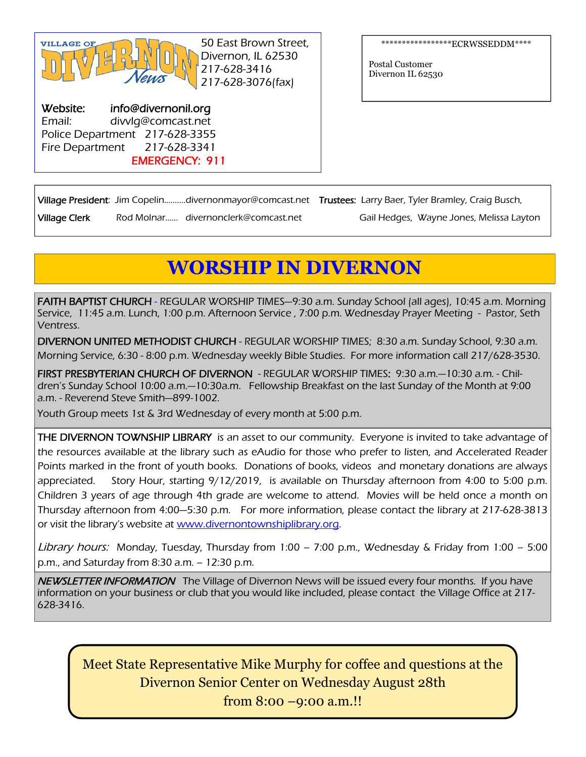VILLAGE OF DIVERNON News

50 East Brown Street,
Divernon, IL 62530
217-628-3416
217-628-3076(fax)

Website: info@divernonil.org
Email: divvlg@comcast.net
Police Department 217-628-3355
Fire Department 217-628-3341
EMERGENCY: 911

*****************ECRWSSEDDM****

Postal Customer
Divernon IL 62530

**Village President**: Jim Copelin..........divernonmayor@comcast.net **Trustees:** Larry Baer, Tyler Bramley, Craig Busch, Gail Hedges, Wayne Jones, Melissa Layton

**Village Clerk** Rod Molnar...... divernonclerk@comcast.net

# WORSHIP IN DIVERNON

**FAITH BAPTIST CHURCH** - REGULAR WORSHIP TIMES—9:30 a.m. Sunday School (all ages), 10:45 a.m. Morning Service, 11:45 a.m. Lunch, 1:00 p.m. Afternoon Service , 7:00 p.m. Wednesday Prayer Meeting - Pastor, Seth Ventress.

**DIVERNON UNITED METHODIST CHURCH** - REGULAR WORSHIP TIMES; 8:30 a.m. Sunday School, 9:30 a.m. Morning Service, 6:30 - 8:00 p.m. Wednesday weekly Bible Studies. For more information call 217/628-3530.

**FIRST PRESBYTERIAN CHURCH OF DIVERNON** - REGULAR WORSHIP TIMES: 9:30 a.m.—10:30 a.m. - Children's Sunday School 10:00 a.m.—10:30a.m. Fellowship Breakfast on the last Sunday of the Month at 9:00 a.m. - Reverend Steve Smith—899-1002.

Youth Group meets 1st & 3rd Wednesday of every month at 5:00 p.m.

**THE DIVERNON TOWNSHIP LIBRARY** is an asset to our community. Everyone is invited to take advantage of the resources available at the library such as eAudio for those who prefer to listen, and Accelerated Reader Points marked in the front of youth books. Donations of books, videos and monetary donations are always appreciated. Story Hour, starting 9/12/2019, is available on Thursday afternoon from 4:00 to 5:00 p.m. Children 3 years of age through 4th grade are welcome to attend. Movies will be held once a month on Thursday afternoon from 4:00—5:30 p.m. For more information, please contact the library at 217-628-3813 or visit the library's website at www.divernontownshiplibrary.org.

*Library hours:* Monday, Tuesday, Thursday from 1:00 – 7:00 p.m., Wednesday & Friday from 1:00 – 5:00 p.m., and Saturday from 8:30 a.m. – 12:30 p.m.

***NEWSLETTER INFORMATION*** The Village of Divernon News will be issued every four months. If you have information on your business or club that you would like included, please contact the Village Office at 217-628-3416.

Meet State Representative Mike Murphy for coffee and questions at the Divernon Senior Center on Wednesday August 28th from 8:00 –9:00 a.m.!!